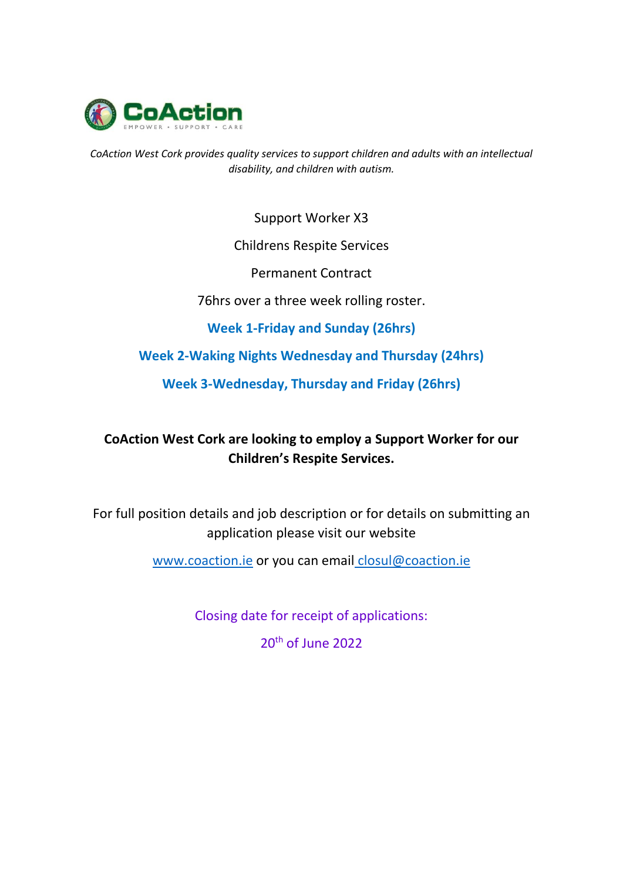CoAction

EMPOWER • SUPPORT • CARE

*CoAction West Cork provides quality services to support children and adults with an intellectual disability, and children with autism.*

Support Worker X3

Childrens Respite Services

Permanent Contract

76hrs over a three week rolling roster.

**Week 1-Friday and Sunday (26hrs)**

**Week 2-Waking Nights Wednesday and Thursday (24hrs)**

**Week 3-Wednesday, Thursday and Friday (26hrs)**

**CoAction West Cork are looking to employ a Support Worker for our Children's Respite Services.**

For full position details and job description or for details on submitting an application please visit our website

www.coaction.ie or you can email closul@coaction.ie

Closing date for receipt of applications:

20th of June 2022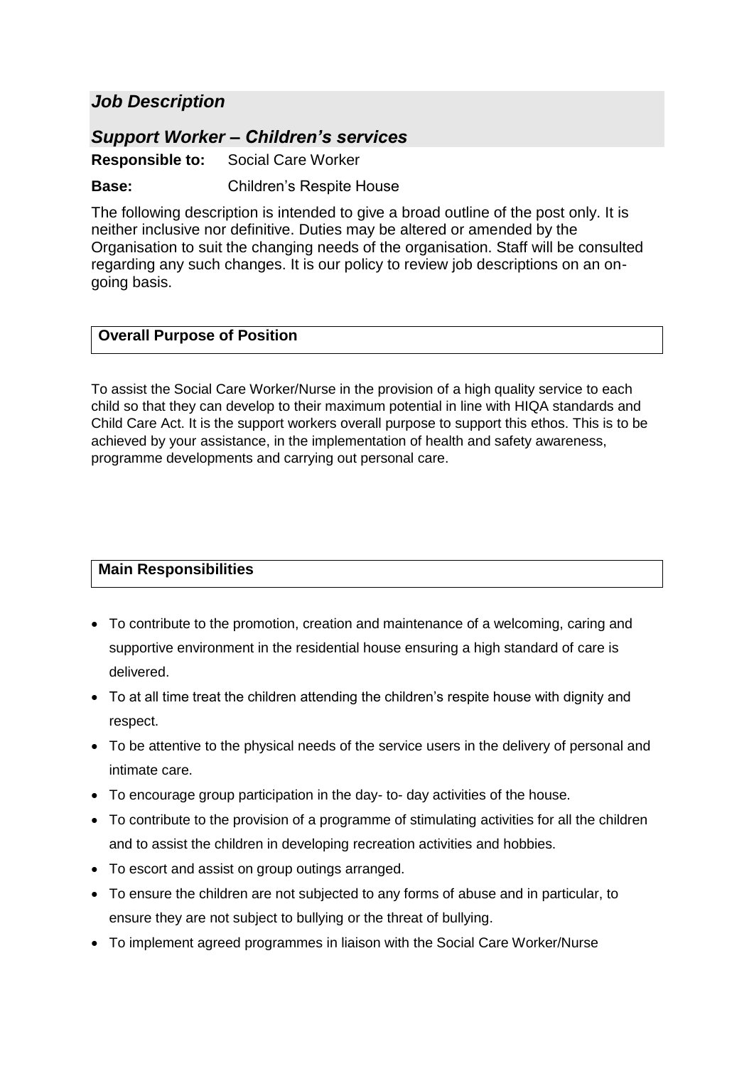## *Job Description*

## *Support Worker – Children's services*

**Responsible to:** Social Care Worker

**Base:** Children's Respite House

The following description is intended to give a broad outline of the post only. It is neither inclusive nor definitive. Duties may be altered or amended by the Organisation to suit the changing needs of the organisation. Staff will be consulted regarding any such changes. It is our policy to review job descriptions on an on-going basis.

### Overall Purpose of Position

To assist the Social Care Worker/Nurse in the provision of a high quality service to each child so that they can develop to their maximum potential in line with HIQA standards and Child Care Act. It is the support workers overall purpose to support this ethos. This is to be achieved by your assistance, in the implementation of health and safety awareness, programme developments and carrying out personal care.

### Main Responsibilities

- To contribute to the promotion, creation and maintenance of a welcoming, caring and supportive environment in the residential house ensuring a high standard of care is delivered.
- To at all time treat the children attending the children's respite house with dignity and respect.
- To be attentive to the physical needs of the service users in the delivery of personal and intimate care.
- To encourage group participation in the day- to- day activities of the house.
- To contribute to the provision of a programme of stimulating activities for all the children and to assist the children in developing recreation activities and hobbies.
- To escort and assist on group outings arranged.
- To ensure the children are not subjected to any forms of abuse and in particular, to ensure they are not subject to bullying or the threat of bullying.
- To implement agreed programmes in liaison with the Social Care Worker/Nurse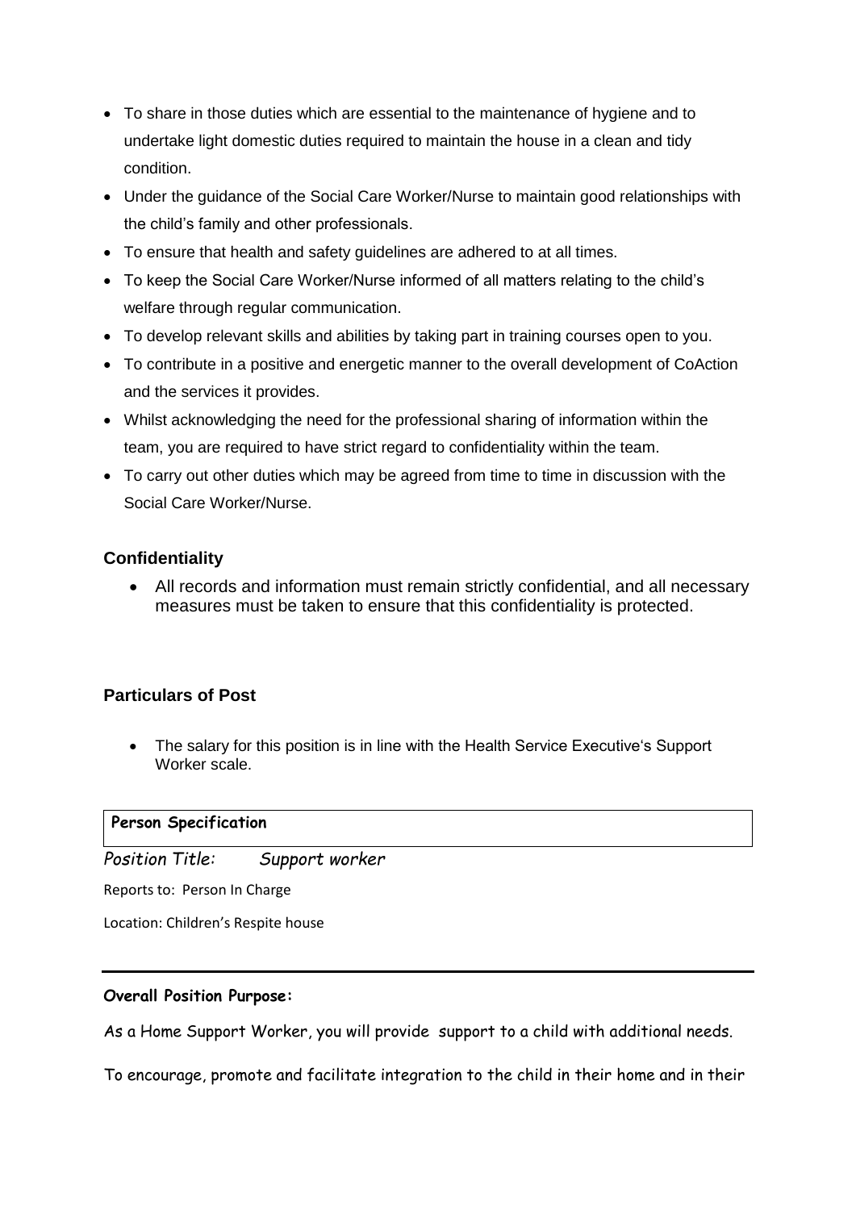- To share in those duties which are essential to the maintenance of hygiene and to undertake light domestic duties required to maintain the house in a clean and tidy condition.
- Under the guidance of the Social Care Worker/Nurse to maintain good relationships with the child's family and other professionals.
- To ensure that health and safety guidelines are adhered to at all times.
- To keep the Social Care Worker/Nurse informed of all matters relating to the child's welfare through regular communication.
- To develop relevant skills and abilities by taking part in training courses open to you.
- To contribute in a positive and energetic manner to the overall development of CoAction and the services it provides.
- Whilst acknowledging the need for the professional sharing of information within the team, you are required to have strict regard to confidentiality within the team.
- To carry out other duties which may be agreed from time to time in discussion with the Social Care Worker/Nurse.

### Confidentiality

- All records and information must remain strictly confidential, and all necessary measures must be taken to ensure that this confidentiality is protected.

### Particulars of Post

- The salary for this position is in line with the Health Service Executive's Support Worker scale.

**Person Specification**

*Position Title:* *Support worker*

Reports to: Person In Charge

Location: Children's Respite house

**Overall Position Purpose:**

As a Home Support Worker, you will provide support to a child with additional needs.

To encourage, promote and facilitate integration to the child in their home and in their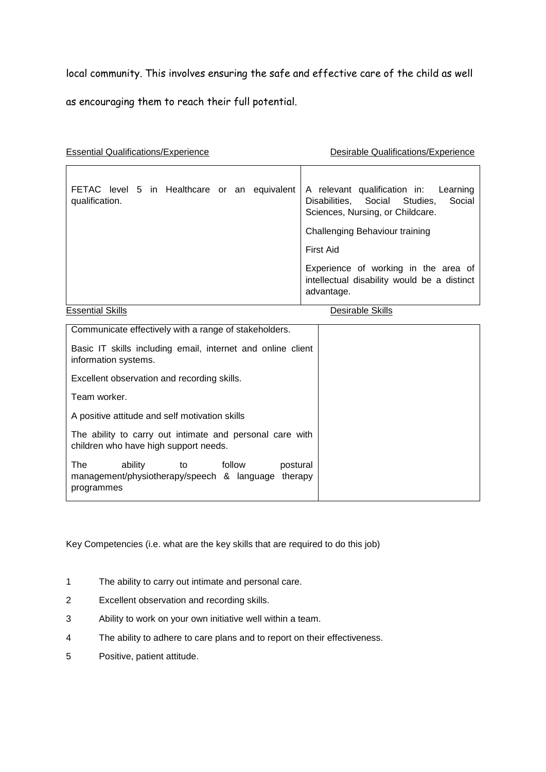local community. This involves ensuring the safe and effective care of the child as well as encouraging them to reach their full potential.

| Essential Qualifications/Experience | Desirable Qualifications/Experience |
| --- | --- |
| FETAC level 5 in Healthcare or an equivalent qualification. | A relevant qualification in: Learning Disabilities, Social Studies, Social Sciences, Nursing, or Childcare.<br><br>Challenging Behaviour training<br><br>First Aid<br><br>Experience of working in the area of intellectual disability would be a distinct advantage. |

| Essential Skills | Desirable Skills |
| --- | --- |
| Communicate effectively with a range of stakeholders.<br><br>Basic IT skills including email, internet and online client information systems.<br><br>Excellent observation and recording skills.<br><br>Team worker.<br><br>A positive attitude and self motivation skills<br><br>The ability to carry out intimate and personal care with children who have high support needs.<br><br>The ability to follow postural management/physiotherapy/speech & language therapy programmes | |

Key Competencies (i.e. what are the key skills that are required to do this job)

1. The ability to carry out intimate and personal care.
2. Excellent observation and recording skills.
3. Ability to work on your own initiative well within a team.
4. The ability to adhere to care plans and to report on their effectiveness.
5. Positive, patient attitude.